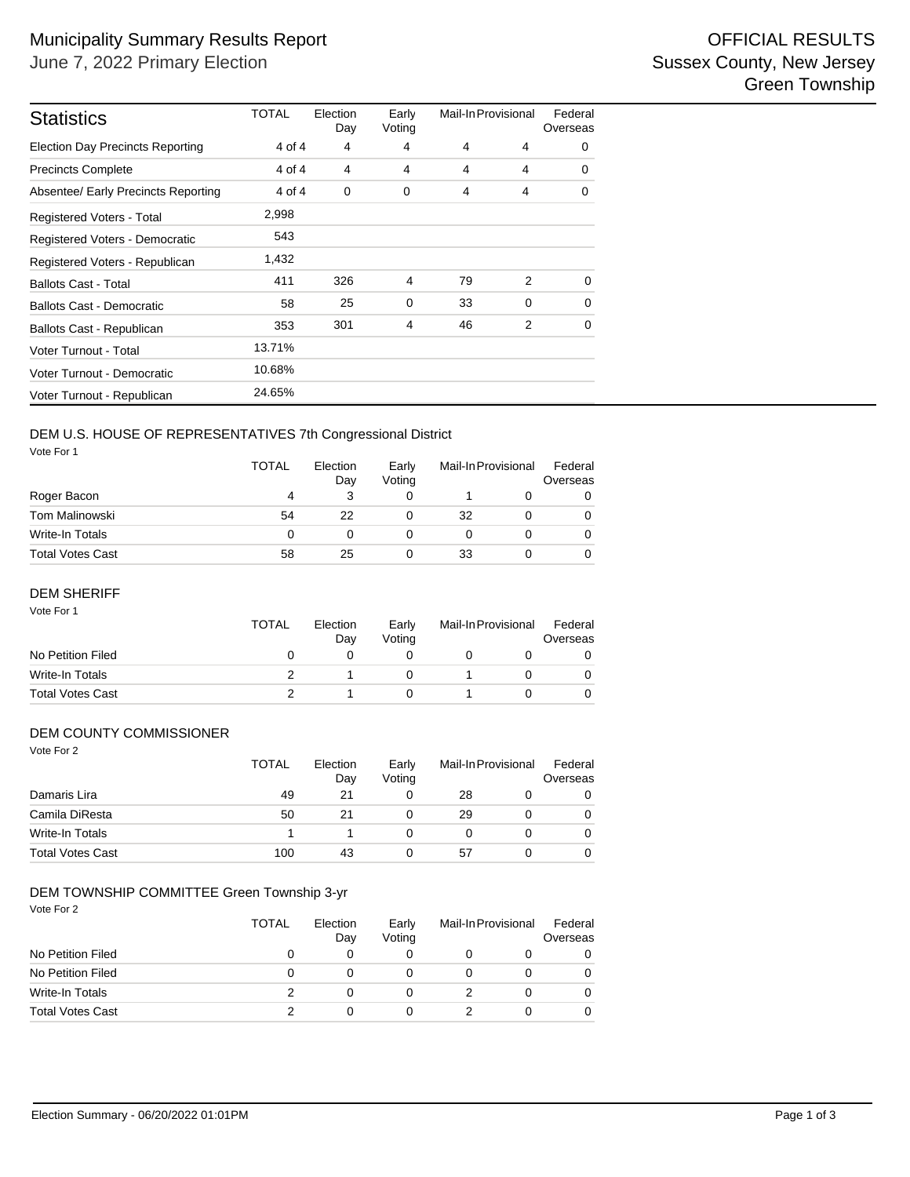# Municipality Summary Results Report

June 7, 2022 Primary Election

OFFICIAL RESULTS
Sussex County, New Jersey
Green Township

## Statistics

| Statistics | TOTAL | Election Day | Early Voting | Mail-In | Provisional | Federal Overseas |
|---|---|---|---|---|---|---|
| Election Day Precincts Reporting | 4 of 4 | 4 | 4 | 4 | 4 | 0 |
| Precincts Complete | 4 of 4 | 4 | 4 | 4 | 4 | 0 |
| Absentee/ Early Precincts Reporting | 4 of 4 | 0 | 0 | 4 | 4 | 0 |
| Registered Voters - Total | 2,998 | | | | | |
| Registered Voters - Democratic | 543 | | | | | |
| Registered Voters - Republican | 1,432 | | | | | |
| Ballots Cast - Total | 411 | 326 | 4 | 79 | 2 | 0 |
| Ballots Cast - Democratic | 58 | 25 | 0 | 33 | 0 | 0 |
| Ballots Cast - Republican | 353 | 301 | 4 | 46 | 2 | 0 |
| Voter Turnout - Total | 13.71% | | | | | |
| Voter Turnout - Democratic | 10.68% | | | | | |
| Voter Turnout - Republican | 24.65% | | | | | |

## DEM U.S. HOUSE OF REPRESENTATIVES 7th Congressional District

Vote For 1

| | TOTAL | Election Day | Early Voting | Mail-In | Provisional | Federal Overseas |
|---|---|---|---|---|---|---|
| Roger Bacon | 4 | 3 | 0 | 1 | 0 | 0 |
| Tom Malinowski | 54 | 22 | 0 | 32 | 0 | 0 |
| Write-In Totals | 0 | 0 | 0 | 0 | 0 | 0 |
| Total Votes Cast | 58 | 25 | 0 | 33 | 0 | 0 |

## DEM SHERIFF

Vote For 1

| | TOTAL | Election Day | Early Voting | Mail-In | Provisional | Federal Overseas |
|---|---|---|---|---|---|---|
| No Petition Filed | 0 | 0 | 0 | 0 | 0 | 0 |
| Write-In Totals | 2 | 1 | 0 | 1 | 0 | 0 |
| Total Votes Cast | 2 | 1 | 0 | 1 | 0 | 0 |

## DEM COUNTY COMMISSIONER

Vote For 2

| | TOTAL | Election Day | Early Voting | Mail-In | Provisional | Federal Overseas |
|---|---|---|---|---|---|---|
| Damaris Lira | 49 | 21 | 0 | 28 | 0 | 0 |
| Camila DiResta | 50 | 21 | 0 | 29 | 0 | 0 |
| Write-In Totals | 1 | 1 | 0 | 0 | 0 | 0 |
| Total Votes Cast | 100 | 43 | 0 | 57 | 0 | 0 |

## DEM TOWNSHIP COMMITTEE Green Township 3-yr

Vote For 2

| | TOTAL | Election Day | Early Voting | Mail-In | Provisional | Federal Overseas |
|---|---|---|---|---|---|---|
| No Petition Filed | 0 | 0 | 0 | 0 | 0 | 0 |
| No Petition Filed | 0 | 0 | 0 | 0 | 0 | 0 |
| Write-In Totals | 2 | 0 | 0 | 2 | 0 | 0 |
| Total Votes Cast | 2 | 0 | 0 | 2 | 0 | 0 |

Election Summary - 06/20/2022 01:01PM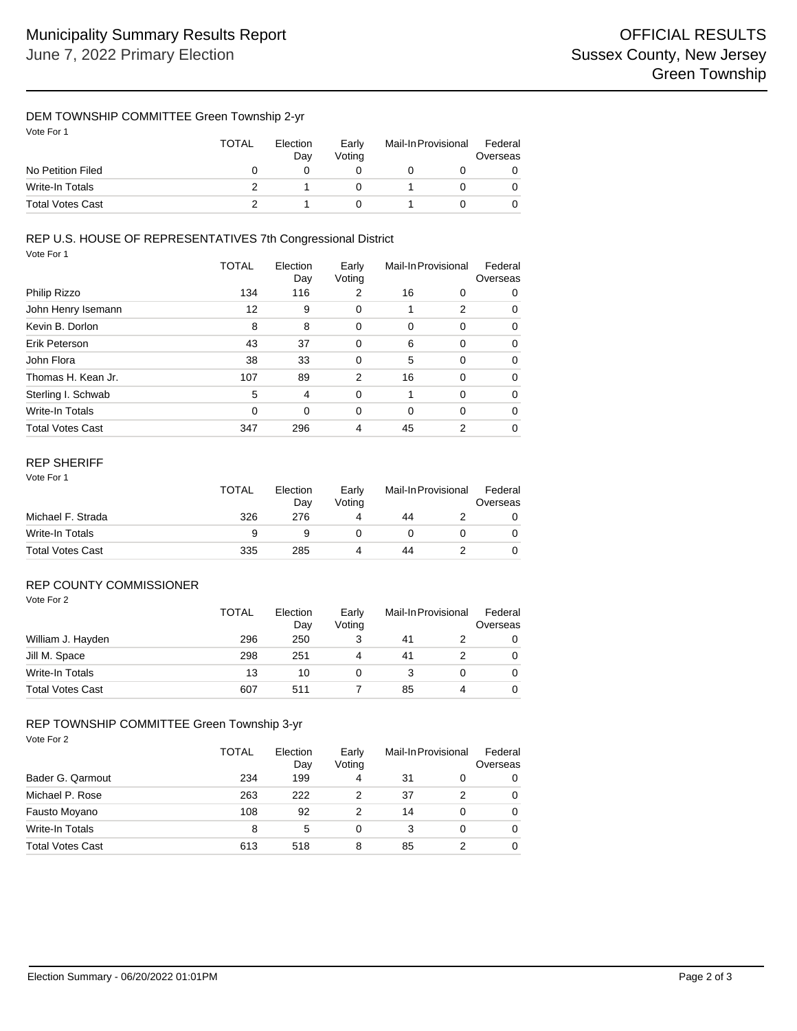# Municipality Summary Results Report

June 7, 2022 Primary Election

OFFICIAL RESULTS
Sussex County, New Jersey
Green Township

## DEM TOWNSHIP COMMITTEE Green Township 2-yr

Vote For 1

| | TOTAL | Election Day | Early Voting | Mail-In | Provisional | Federal Overseas |
|---|---|---|---|---|---|---|
| No Petition Filed | 0 | 0 | 0 | 0 | 0 | 0 |
| Write-In Totals | 2 | 1 | 0 | 1 | 0 | 0 |
| Total Votes Cast | 2 | 1 | 0 | 1 | 0 | 0 |

## REP U.S. HOUSE OF REPRESENTATIVES 7th Congressional District

Vote For 1

| | TOTAL | Election Day | Early Voting | Mail-In | Provisional | Federal Overseas |
|---|---|---|---|---|---|---|
| Philip Rizzo | 134 | 116 | 2 | 16 | 0 | 0 |
| John Henry Isemann | 12 | 9 | 0 | 1 | 2 | 0 |
| Kevin B. Dorlon | 8 | 8 | 0 | 0 | 0 | 0 |
| Erik Peterson | 43 | 37 | 0 | 6 | 0 | 0 |
| John Flora | 38 | 33 | 0 | 5 | 0 | 0 |
| Thomas H. Kean Jr. | 107 | 89 | 2 | 16 | 0 | 0 |
| Sterling I. Schwab | 5 | 4 | 0 | 1 | 0 | 0 |
| Write-In Totals | 0 | 0 | 0 | 0 | 0 | 0 |
| Total Votes Cast | 347 | 296 | 4 | 45 | 2 | 0 |

## REP SHERIFF

Vote For 1

| | TOTAL | Election Day | Early Voting | Mail-In | Provisional | Federal Overseas |
|---|---|---|---|---|---|---|
| Michael F. Strada | 326 | 276 | 4 | 44 | 2 | 0 |
| Write-In Totals | 9 | 9 | 0 | 0 | 0 | 0 |
| Total Votes Cast | 335 | 285 | 4 | 44 | 2 | 0 |

## REP COUNTY COMMISSIONER

Vote For 2

| | TOTAL | Election Day | Early Voting | Mail-In | Provisional | Federal Overseas |
|---|---|---|---|---|---|---|
| William J. Hayden | 296 | 250 | 3 | 41 | 2 | 0 |
| Jill M. Space | 298 | 251 | 4 | 41 | 2 | 0 |
| Write-In Totals | 13 | 10 | 0 | 3 | 0 | 0 |
| Total Votes Cast | 607 | 511 | 7 | 85 | 4 | 0 |

## REP TOWNSHIP COMMITTEE Green Township 3-yr

Vote For 2

| | TOTAL | Election Day | Early Voting | Mail-In | Provisional | Federal Overseas |
|---|---|---|---|---|---|---|
| Bader G. Qarmout | 234 | 199 | 4 | 31 | 0 | 0 |
| Michael P. Rose | 263 | 222 | 2 | 37 | 2 | 0 |
| Fausto Moyano | 108 | 92 | 2 | 14 | 0 | 0 |
| Write-In Totals | 8 | 5 | 0 | 3 | 0 | 0 |
| Total Votes Cast | 613 | 518 | 8 | 85 | 2 | 0 |

Election Summary - 06/20/2022 01:01PM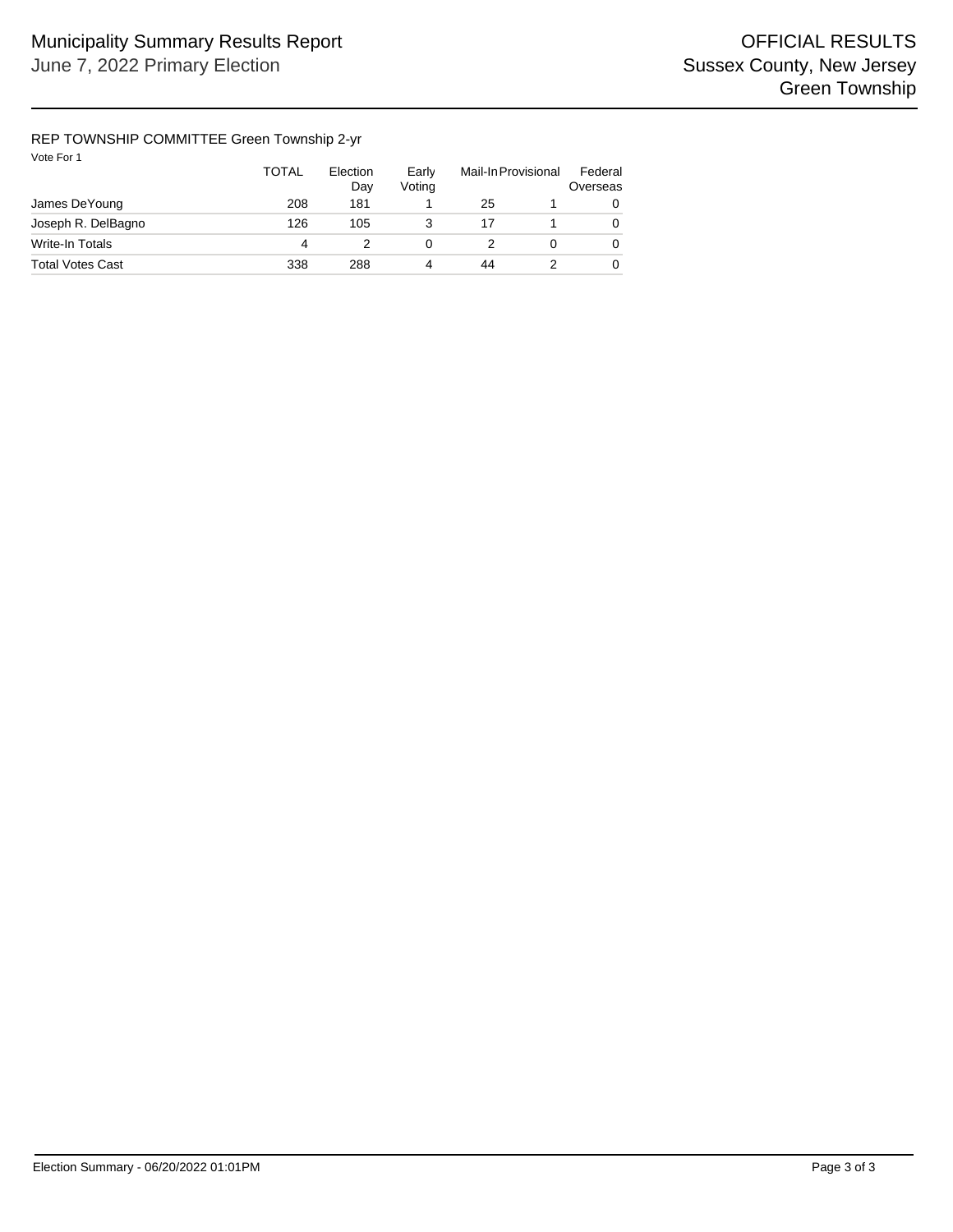## REP TOWNSHIP COMMITTEE Green Township 2-yr

Vote For 1

| | TOTAL | Election Day | Early Voting | Mail-In | Provisional | Federal Overseas |
|---|---|---|---|---|---|---|
| James DeYoung | 208 | 181 | 1 | 25 | 1 | 0 |
| Joseph R. DelBagno | 126 | 105 | 3 | 17 | 1 | 0 |
| Write-In Totals | 4 | 2 | 0 | 2 | 0 | 0 |
| Total Votes Cast | 338 | 288 | 4 | 44 | 2 | 0 |